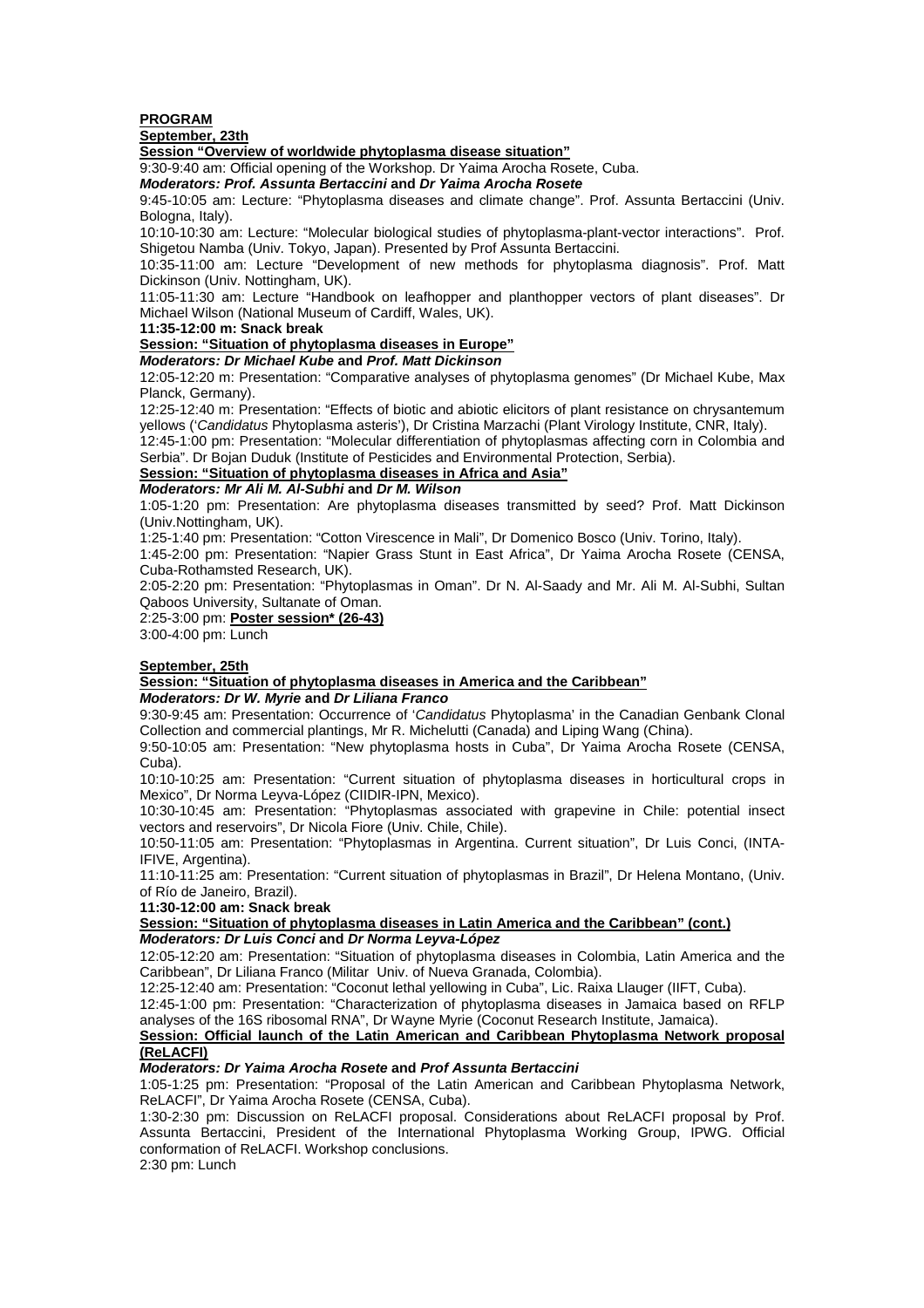**PROGRAM**

**September, 23th**

**Session "Overview of worldwide phytoplasma disease situation"**

9:30-9:40 am: Official opening of the Workshop. Dr Yaima Arocha Rosete, Cuba.

***Moderators: Prof. Assunta Bertaccini* and *Dr Yaima Arocha Rosete***

9:45-10:05 am: Lecture: "Phytoplasma diseases and climate change". Prof. Assunta Bertaccini (Univ. Bologna, Italy).

10:10-10:30 am: Lecture: "Molecular biological studies of phytoplasma-plant-vector interactions". Prof. Shigetou Namba (Univ. Tokyo, Japan). Presented by Prof Assunta Bertaccini.

10:35-11:00 am: Lecture "Development of new methods for phytoplasma diagnosis". Prof. Matt Dickinson (Univ. Nottingham, UK).

11:05-11:30 am: Lecture "Handbook on leafhopper and planthopper vectors of plant diseases". Dr Michael Wilson (National Museum of Cardiff, Wales, UK).

**11:35-12:00 m: Snack break**

**Session: "Situation of phytoplasma diseases in Europe"**

***Moderators: Dr Michael Kube* and *Prof. Matt Dickinson***

12:05-12:20 m: Presentation: "Comparative analyses of phytoplasma genomes" (Dr Michael Kube, Max Planck, Germany).

12:25-12:40 m: Presentation: "Effects of biotic and abiotic elicitors of plant resistance on chrysantemum yellows ('*Candidatus* Phytoplasma asteris'), Dr Cristina Marzachi (Plant Virology Institute, CNR, Italy).

12:45-1:00 pm: Presentation: "Molecular differentiation of phytoplasmas affecting corn in Colombia and Serbia". Dr Bojan Duduk (Institute of Pesticides and Environmental Protection, Serbia).

**Session: "Situation of phytoplasma diseases in Africa and Asia"**

***Moderators: Mr Ali M. Al-Subhi* and *Dr M. Wilson***

1:05-1:20 pm: Presentation: Are phytoplasma diseases transmitted by seed? Prof. Matt Dickinson (Univ.Nottingham, UK).

1:25-1:40 pm: Presentation: "Cotton Virescence in Mali", Dr Domenico Bosco (Univ. Torino, Italy).

1:45-2:00 pm: Presentation: "Napier Grass Stunt in East Africa", Dr Yaima Arocha Rosete (CENSA, Cuba-Rothamsted Research, UK).

2:05-2:20 pm: Presentation: "Phytoplasmas in Oman". Dr N. Al-Saady and Mr. Ali M. Al-Subhi, Sultan Qaboos University, Sultanate of Oman.

2:25-3:00 pm: **Poster session* (26-43)**

3:00-4:00 pm: Lunch

**September, 25th**

**Session: "Situation of phytoplasma diseases in America and the Caribbean"**

***Moderators: Dr W. Myrie* and *Dr Liliana Franco***

9:30-9:45 am: Presentation: Occurrence of '*Candidatus* Phytoplasma' in the Canadian Genbank Clonal Collection and commercial plantings, Mr R. Michelutti (Canada) and Liping Wang (China).

9:50-10:05 am: Presentation: "New phytoplasma hosts in Cuba", Dr Yaima Arocha Rosete (CENSA, Cuba).

10:10-10:25 am: Presentation: "Current situation of phytoplasma diseases in horticultural crops in Mexico", Dr Norma Leyva-López (CIIDIR-IPN, Mexico).

10:30-10:45 am: Presentation: "Phytoplasmas associated with grapevine in Chile: potential insect vectors and reservoirs", Dr Nicola Fiore (Univ. Chile, Chile).

10:50-11:05 am: Presentation: "Phytoplasmas in Argentina. Current situation", Dr Luis Conci, (INTA-IFIVE, Argentina).

11:10-11:25 am: Presentation: "Current situation of phytoplasmas in Brazil", Dr Helena Montano, (Univ. of Río de Janeiro, Brazil).

**11:30-12:00 am: Snack break**

**Session: "Situation of phytoplasma diseases in Latin America and the Caribbean" (cont.)**

***Moderators: Dr Luis Conci* and *Dr Norma Leyva-López***

12:05-12:20 am: Presentation: "Situation of phytoplasma diseases in Colombia, Latin America and the Caribbean", Dr Liliana Franco (Militar Univ. of Nueva Granada, Colombia).

12:25-12:40 am: Presentation: "Coconut lethal yellowing in Cuba", Lic. Raixa Llauger (IIFT, Cuba).

12:45-1:00 pm: Presentation: "Characterization of phytoplasma diseases in Jamaica based on RFLP analyses of the 16S ribosomal RNA", Dr Wayne Myrie (Coconut Research Institute, Jamaica).

**Session: Official launch of the Latin American and Caribbean Phytoplasma Network proposal (ReLACFI)**

***Moderators: Dr Yaima Arocha Rosete* and *Prof Assunta Bertaccini***

1:05-1:25 pm: Presentation: "Proposal of the Latin American and Caribbean Phytoplasma Network, ReLACFI", Dr Yaima Arocha Rosete (CENSA, Cuba).

1:30-2:30 pm: Discussion on ReLACFI proposal. Considerations about ReLACFI proposal by Prof. Assunta Bertaccini, President of the International Phytoplasma Working Group, IPWG. Official conformation of ReLACFI. Workshop conclusions.

2:30 pm: Lunch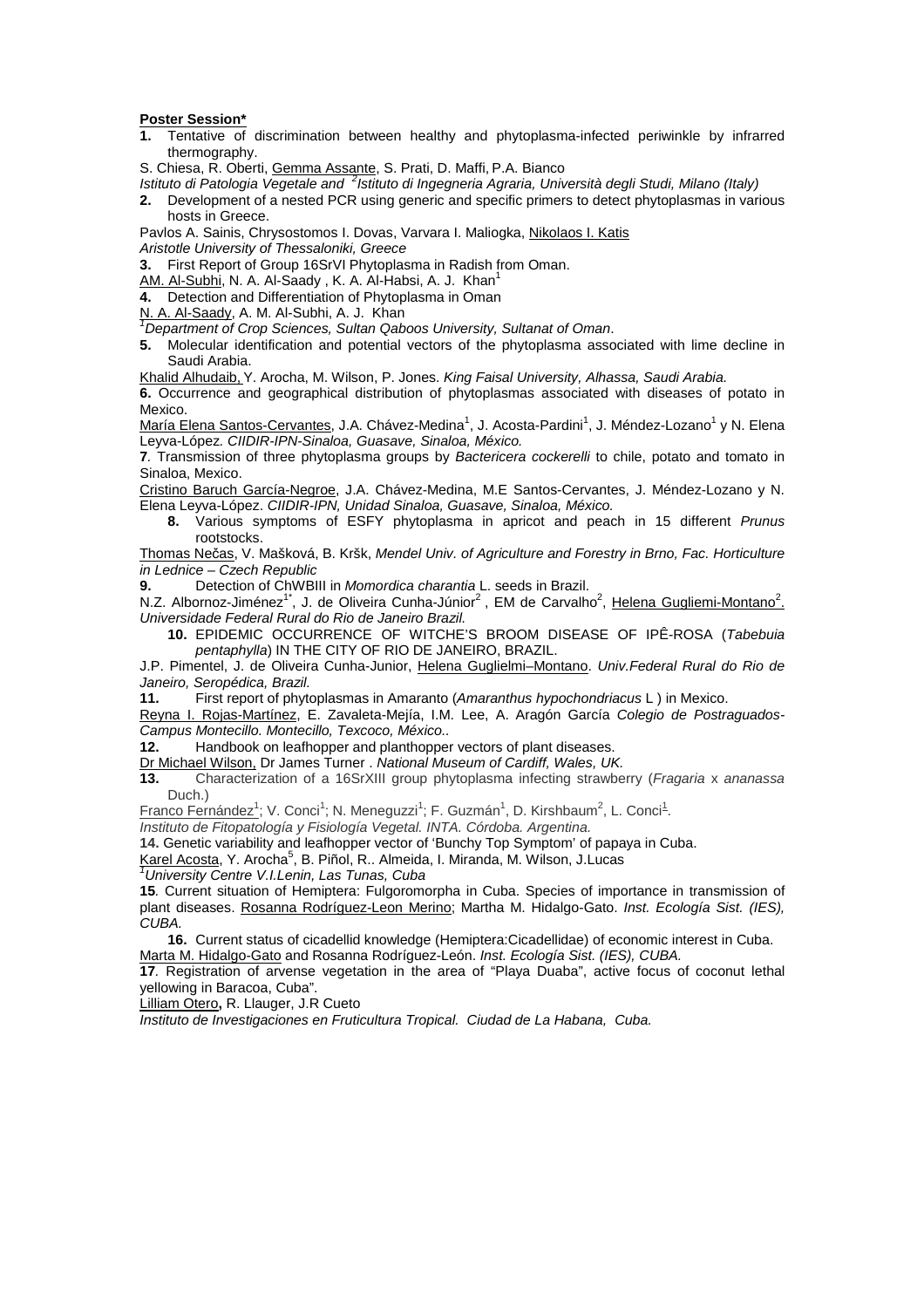**Poster Session***

1. Tentative of discrimination between healthy and phytoplasma-infected periwinkle by infrarred thermography.

S. Chiesa, R. Oberti, Gemma Assante, S. Prati, D. Maffi, P.A. Bianco

*Istituto di Patologia Vegetale and [2]Istituto di Ingegneria Agraria, Università degli Studi, Milano (Italy)*

2. Development of a nested PCR using generic and specific primers to detect phytoplasmas in various hosts in Greece.

Pavlos A. Sainis, Chrysostomos I. Dovas, Varvara I. Maliogka, Nikolaos I. Katis

*Aristotle University of Thessaloniki, Greece*

3. First Report of Group 16SrVI Phytoplasma in Radish from Oman.

AM. Al-Subhi, N. A. Al-Saady , K. A. Al-Habsi, A. J. Khan[1]

4. Detection and Differentiation of Phytoplasma in Oman

N. A. Al-Saady, A. M. Al-Subhi, A. J. Khan

*[1]Department of Crop Sciences, Sultan Qaboos University, Sultanat of Oman*.

5. Molecular identification and potential vectors of the phytoplasma associated with lime decline in Saudi Arabia.

Khalid Alhudaib, Y. Arocha, M. Wilson, P. Jones. *King Faisal University, Alhassa, Saudi Arabia.*

**6.** Occurrence and geographical distribution of phytoplasmas associated with diseases of potato in Mexico.

María Elena Santos-Cervantes, J.A. Chávez-Medina[1], J. Acosta-Pardini[1], J. Méndez-Lozano[1] y N. Elena Leyva-López. *CIIDIR-IPN-Sinaloa, Guasave, Sinaloa, México.*

**7**. Transmission of three phytoplasma groups by *Bactericera cockerelli* to chile, potato and tomato in Sinaloa, Mexico.

Cristino Baruch García-Negroe, J.A. Chávez-Medina, M.E Santos-Cervantes, J. Méndez-Lozano y N. Elena Leyva-López. *CIIDIR-IPN, Unidad Sinaloa, Guasave, Sinaloa, México.*

**8.** Various symptoms of ESFY phytoplasma in apricot and peach in 15 different *Prunus* rootstocks.

Thomas Nečas, V. Mašková, B. Kršk, *Mendel Univ. of Agriculture and Forestry in Brno, Fac. Horticulture in Lednice – Czech Republic*

**9.** Detection of ChWBIII in *Momordica charantia* L. seeds in Brazil.

N.Z. Albornoz-Jiménez[1*], J. de Oliveira Cunha-Júnior[2] , EM de Carvalho[2], Helena Gugliemi-Montano[2]. *Universidade Federal Rural do Rio de Janeiro Brazil.*

**10.** EPIDEMIC OCCURRENCE OF WITCHE'S BROOM DISEASE OF IPÊ-ROSA (*Tabebuia pentaphylla*) IN THE CITY OF RIO DE JANEIRO, BRAZIL.

J.P. Pimentel, J. de Oliveira Cunha-Junior, Helena Guglielmi–Montano. *Univ.Federal Rural do Rio de Janeiro, Seropédica, Brazil.*

**11.** First report of phytoplasmas in Amaranto (*Amaranthus hypochondriacus* L ) in Mexico.

Reyna I. Rojas-Martínez, E. Zavaleta-Mejía, I.M. Lee, A. Aragón García *Colegio de Postraguados-Campus Montecillo. Montecillo, Texcoco, México..*

**12.** Handbook on leafhopper and planthopper vectors of plant diseases.

Dr Michael Wilson, Dr James Turner . *National Museum of Cardiff, Wales, UK.*

**13.** Characterization of a 16SrXIII group phytoplasma infecting strawberry (*Fragaria* x *ananassa* Duch.)

Franco Fernández[1]; V. Conci[1]; N. Meneguzzi[1]; F. Guzmán[1], D. Kirshbaum[2], L. Conci[1].

*Instituto de Fitopatología y Fisiología Vegetal. INTA. Córdoba. Argentina.*

**14.** Genetic variability and leafhopper vector of 'Bunchy Top Symptom' of papaya in Cuba.

Karel Acosta, Y. Arocha[5], B. Piñol, R.. Almeida, I. Miranda, M. Wilson, J.Lucas

*[1]University Centre V.I.Lenin, Las Tunas, Cuba*

**15**. Current situation of Hemiptera: Fulgoromorpha in Cuba. Species of importance in transmission of plant diseases. Rosanna Rodríguez-Leon Merino; Martha M. Hidalgo-Gato. *Inst. Ecología Sist. (IES), CUBA.*

**16.** Current status of cicadellid knowledge (Hemiptera:Cicadellidae) of economic interest in Cuba.

Marta M. Hidalgo-Gato and Rosanna Rodríguez-León. *Inst. Ecología Sist. (IES), CUBA.*

**17**. Registration of arvense vegetation in the area of "Playa Duaba", active focus of coconut lethal yellowing in Baracoa, Cuba".

Lilliam Otero**,** R. Llauger, J.R Cueto

*Instituto de Investigaciones en Fruticultura Tropical. Ciudad de La Habana, Cuba.*